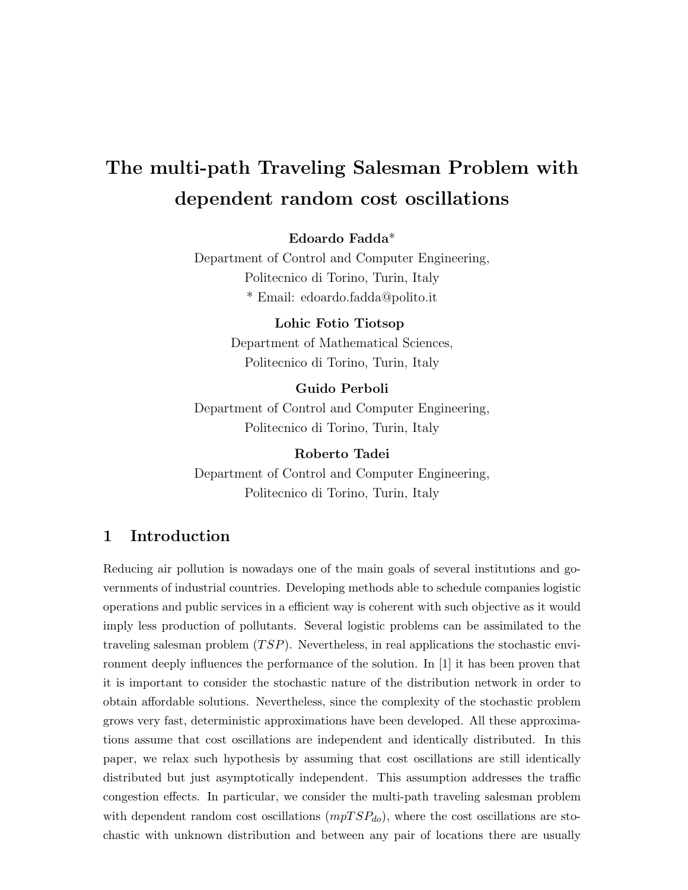# The multi-path Traveling Salesman Problem with dependent random cost oscillations

**Edoardo Fadda***
Department of Control and Computer Engineering,
Politecnico di Torino, Turin, Italy
* Email: edoardo.fadda@polito.it

**Lohic Fotio Tiotsop**
Department of Mathematical Sciences,
Politecnico di Torino, Turin, Italy

**Guido Perboli**
Department of Control and Computer Engineering,
Politecnico di Torino, Turin, Italy

**Roberto Tadei**
Department of Control and Computer Engineering,
Politecnico di Torino, Turin, Italy

## 1 Introduction

Reducing air pollution is nowadays one of the main goals of several institutions and governments of industrial countries. Developing methods able to schedule companies logistic operations and public services in a efficient way is coherent with such objective as it would imply less production of pollutants. Several logistic problems can be assimilated to the traveling salesman problem ($TSP$). Nevertheless, in real applications the stochastic environment deeply influences the performance of the solution. In [1] it has been proven that it is important to consider the stochastic nature of the distribution network in order to obtain affordable solutions. Nevertheless, since the complexity of the stochastic problem grows very fast, deterministic approximations have been developed. All these approximations assume that cost oscillations are independent and identically distributed. In this paper, we relax such hypothesis by assuming that cost oscillations are still identically distributed but just asymptotically independent. This assumption addresses the traffic congestion effects. In particular, we consider the multi-path traveling salesman problem with dependent random cost oscillations ($mpTSP_{do}$), where the cost oscillations are stochastic with unknown distribution and between any pair of locations there are usually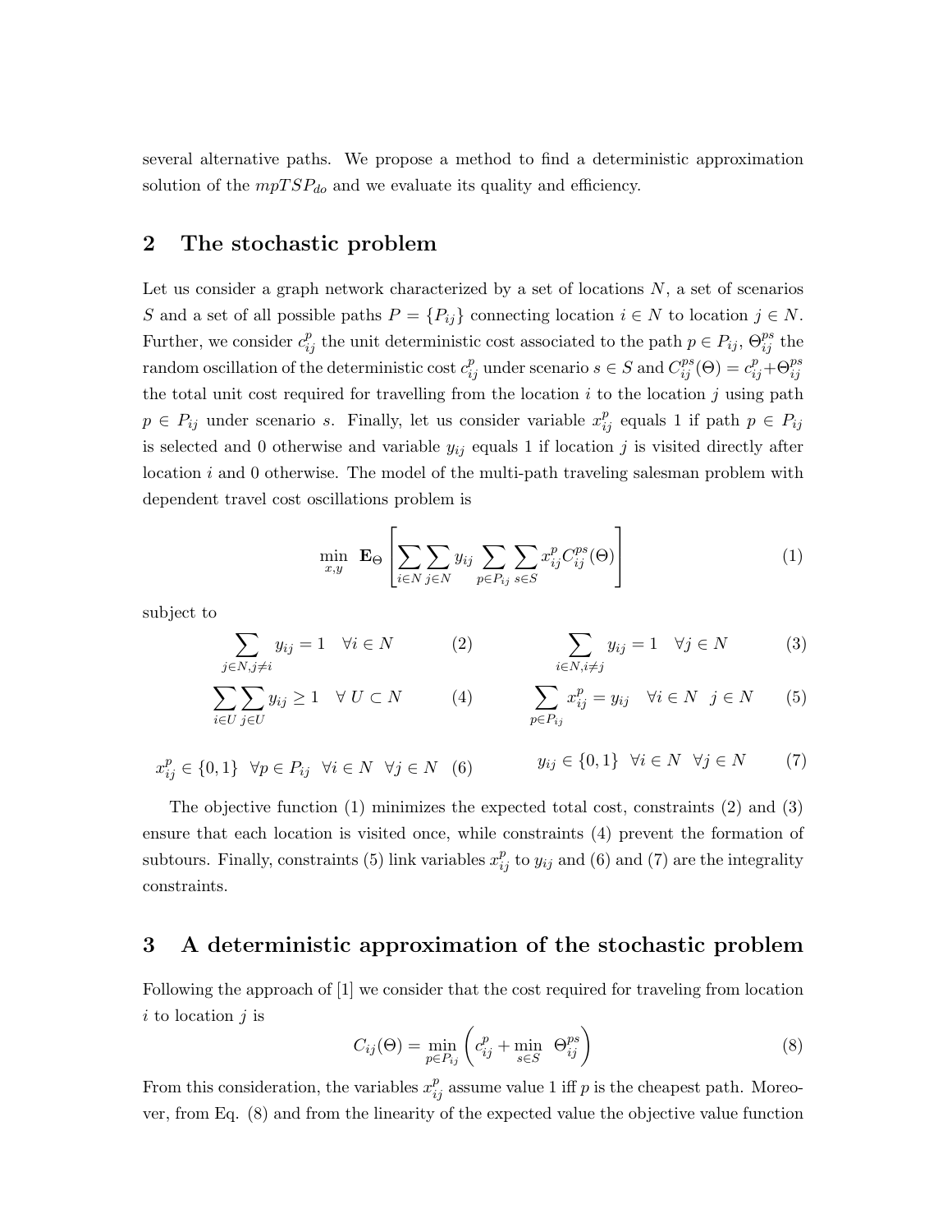several alternative paths. We propose a method to find a deterministic approximation solution of the $mpTSP_{do}$ and we evaluate its quality and efficiency.

## 2 The stochastic problem

Let us consider a graph network characterized by a set of locations $N$, a set of scenarios $S$ and a set of all possible paths $P = \{P_{ij}\}$ connecting location $i \in N$ to location $j \in N$. Further, we consider $c_{ij}^p$ the unit deterministic cost associated to the path $p \in P_{ij}$, $\Theta_{ij}^{ps}$ the random oscillation of the deterministic cost $c_{ij}^p$ under scenario $s \in S$ and $C_{ij}^{ps}(\Theta) = c_{ij}^p + \Theta_{ij}^{ps}$ the total unit cost required for travelling from the location $i$ to the location $j$ using path $p \in P_{ij}$ under scenario $s$. Finally, let us consider variable $x_{ij}^p$ equals 1 if path $p \in P_{ij}$ is selected and 0 otherwise and variable $y_{ij}$ equals 1 if location $j$ is visited directly after location $i$ and 0 otherwise. The model of the multi-path traveling salesman problem with dependent travel cost oscillations problem is

$$\min_{x,y} \; \mathbf{E}_\Theta \left[ \sum_{i \in N} \sum_{j \in N} y_{ij} \sum_{p \in P_{ij}} \sum_{s \in S} x_{ij}^p C_{ij}^{ps}(\Theta) \right] \tag{1}$$

subject to

$$\sum_{j \in N, j \neq i} y_{ij} = 1 \quad \forall i \in N \tag{2}$$

$$\sum_{i \in N, i \neq j} y_{ij} = 1 \quad \forall j \in N \tag{3}$$

$$\sum_{i \in U} \sum_{j \in U} y_{ij} \geq 1 \quad \forall \; U \subset N \tag{4}$$

$$\sum_{p \in P_{ij}} x_{ij}^p = y_{ij} \quad \forall i \in N \;\; j \in N \tag{5}$$

$$x_{ij}^p \in \{0, 1\} \;\; \forall p \in P_{ij} \;\; \forall i \in N \;\; \forall j \in N \tag{6}$$

$$y_{ij} \in \{0, 1\} \;\; \forall i \in N \;\; \forall j \in N \tag{7}$$

The objective function (1) minimizes the expected total cost, constraints (2) and (3) ensure that each location is visited once, while constraints (4) prevent the formation of subtours. Finally, constraints (5) link variables $x_{ij}^p$ to $y_{ij}$ and (6) and (7) are the integrality constraints.

## 3 A deterministic approximation of the stochastic problem

Following the approach of [1] we consider that the cost required for traveling from location $i$ to location $j$ is

$$C_{ij}(\Theta) = \min_{p \in P_{ij}} \left( c_{ij}^p + \min_{s \in S} \; \Theta_{ij}^{ps} \right) \tag{8}$$

From this consideration, the variables $x_{ij}^p$ assume value 1 iff $p$ is the cheapest path. Moreover, from Eq. (8) and from the linearity of the expected value the objective value function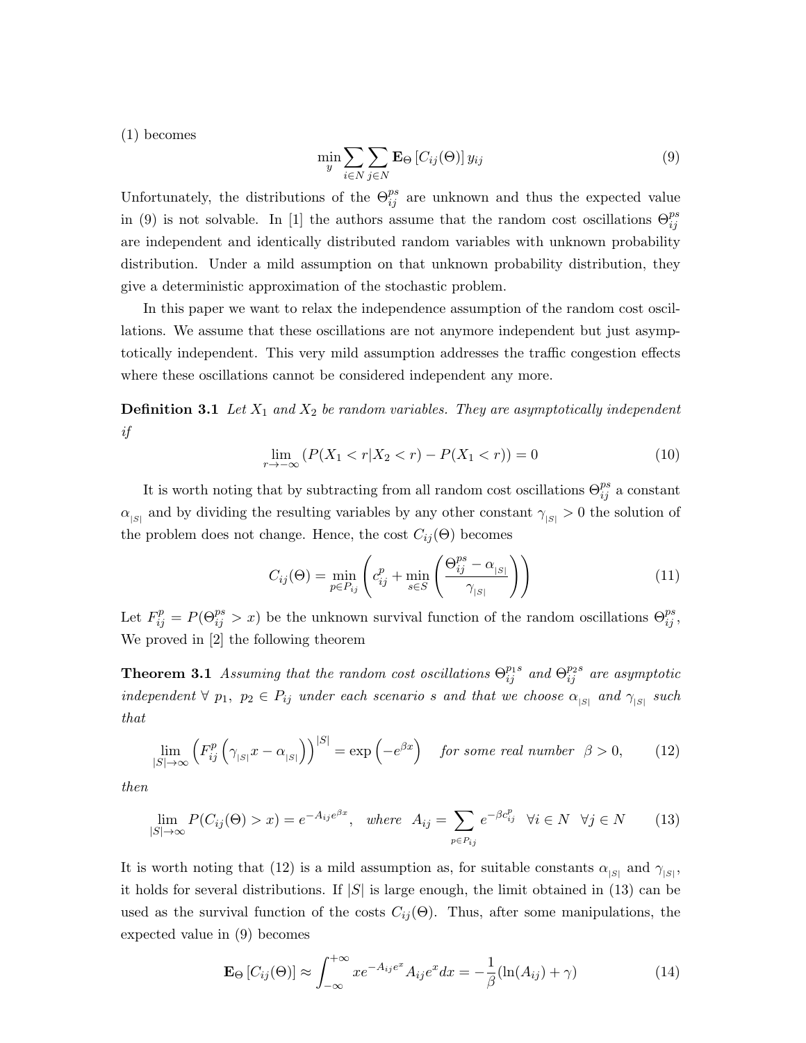(1) becomes

$$\min_{y} \sum_{i \in N} \sum_{j \in N} \mathbf{E}_{\Theta} \left[ C_{ij}(\Theta) \right] y_{ij} \tag{9}$$

Unfortunately, the distributions of the $\Theta_{ij}^{ps}$ are unknown and thus the expected value in (9) is not solvable. In [1] the authors assume that the random cost oscillations $\Theta_{ij}^{ps}$ are independent and identically distributed random variables with unknown probability distribution. Under a mild assumption on that unknown probability distribution, they give a deterministic approximation of the stochastic problem.

In this paper we want to relax the independence assumption of the random cost oscillations. We assume that these oscillations are not anymore independent but just asymptotically independent. This very mild assumption addresses the traffic congestion effects where these oscillations cannot be considered independent any more.

**Definition 3.1** *Let $X_1$ and $X_2$ be random variables. They are asymptotically independent if*

$$\lim_{r \to -\infty} \left( P(X_1 < r | X_2 < r) - P(X_1 < r) \right) = 0 \tag{10}$$

It is worth noting that by subtracting from all random cost oscillations $\Theta_{ij}^{ps}$ a constant $\alpha_{|S|}$ and by dividing the resulting variables by any other constant $\gamma_{|S|} > 0$ the solution of the problem does not change. Hence, the cost $C_{ij}(\Theta)$ becomes

$$C_{ij}(\Theta) = \min_{p \in P_{ij}} \left( c_{ij}^{p} + \min_{s \in S} \left( \frac{\Theta_{ij}^{ps} - \alpha_{|S|}}{\gamma_{|S|}} \right) \right) \tag{11}$$

Let $F_{ij}^{p} = P(\Theta_{ij}^{ps} > x)$ be the unknown survival function of the random oscillations $\Theta_{ij}^{ps}$, We proved in [2] the following theorem

**Theorem 3.1** *Assuming that the random cost oscillations $\Theta_{ij}^{p_1 s}$ and $\Theta_{ij}^{p_2 s}$ are asymptotic independent $\forall\ p_1,\ p_2 \in P_{ij}$ under each scenario $s$ and that we choose $\alpha_{|S|}$ and $\gamma_{|S|}$ such that*

$$\lim_{|S| \to \infty} \left( F_{ij}^{p} \left( \gamma_{|S|} x - \alpha_{|S|} \right) \right)^{|S|} = \exp\left( -e^{\beta x} \right) \quad \text{for some real number } \beta > 0, \tag{12}$$

*then*

$$\lim_{|S| \to \infty} P(C_{ij}(\Theta) > x) = e^{-A_{ij} e^{\beta x}}, \quad \text{where } A_{ij} = \sum_{p \in P_{ij}} e^{-\beta c_{ij}^{p}} \quad \forall i \in N \quad \forall j \in N \tag{13}$$

It is worth noting that (12) is a mild assumption as, for suitable constants $\alpha_{|S|}$ and $\gamma_{|S|}$, it holds for several distributions. If $|S|$ is large enough, the limit obtained in (13) can be used as the survival function of the costs $C_{ij}(\Theta)$. Thus, after some manipulations, the expected value in (9) becomes

$$\mathbf{E}_{\Theta} \left[ C_{ij}(\Theta) \right] \approx \int_{-\infty}^{+\infty} x e^{-A_{ij} e^{x}} A_{ij} e^{x} dx = -\frac{1}{\beta} (\ln(A_{ij}) + \gamma) \tag{14}$$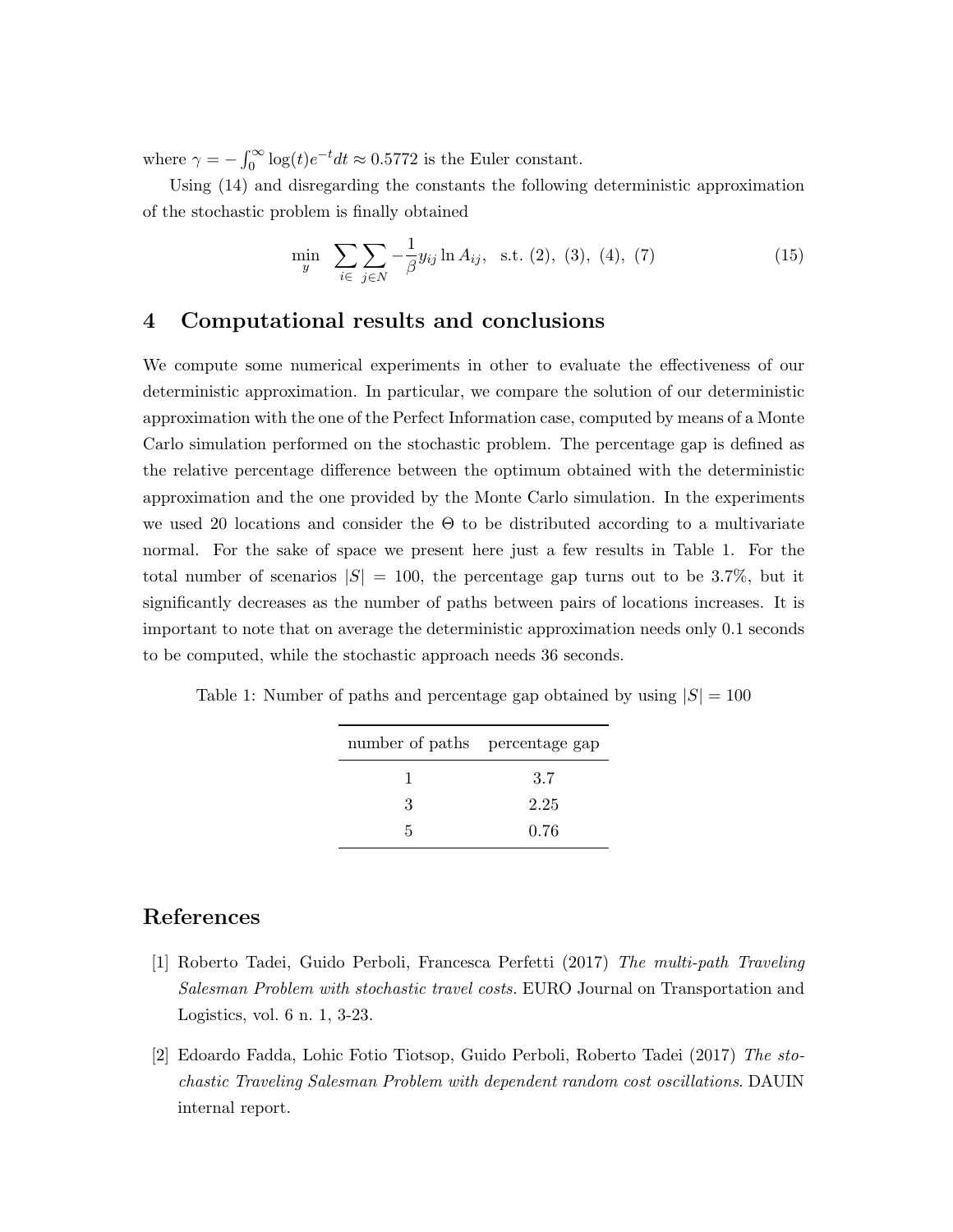where $\gamma = -\int_0^\infty \log(t)e^{-t}dt \approx 0.5772$ is the Euler constant.

Using (14) and disregarding the constants the following deterministic approximation of the stochastic problem is finally obtained

$$\min_{y} \sum_{i\in} \sum_{j\in N} -\frac{1}{\beta} y_{ij} \ln A_{ij}, \quad \text{s.t. } (2),\ (3),\ (4),\ (7) \tag{15}$$

## 4 Computational results and conclusions

We compute some numerical experiments in other to evaluate the effectiveness of our deterministic approximation. In particular, we compare the solution of our deterministic approximation with the one of the Perfect Information case, computed by means of a Monte Carlo simulation performed on the stochastic problem. The percentage gap is defined as the relative percentage difference between the optimum obtained with the deterministic approximation and the one provided by the Monte Carlo simulation. In the experiments we used 20 locations and consider the $\Theta$ to be distributed according to a multivariate normal. For the sake of space we present here just a few results in Table 1. For the total number of scenarios $|S| = 100$, the percentage gap turns out to be 3.7%, but it significantly decreases as the number of paths between pairs of locations increases. It is important to note that on average the deterministic approximation needs only 0.1 seconds to be computed, while the stochastic approach needs 36 seconds.

Table 1: Number of paths and percentage gap obtained by using $|S| = 100$

| number of paths | percentage gap |
|---|---|
| 1 | 3.7 |
| 3 | 2.25 |
| 5 | 0.76 |

## References

[1] Roberto Tadei, Guido Perboli, Francesca Perfetti (2017) *The multi-path Traveling Salesman Problem with stochastic travel costs.* EURO Journal on Transportation and Logistics, vol. 6 n. 1, 3-23.

[2] Edoardo Fadda, Lohic Fotio Tiotsop, Guido Perboli, Roberto Tadei (2017) *The stochastic Traveling Salesman Problem with dependent random cost oscillations*. DAUIN internal report.